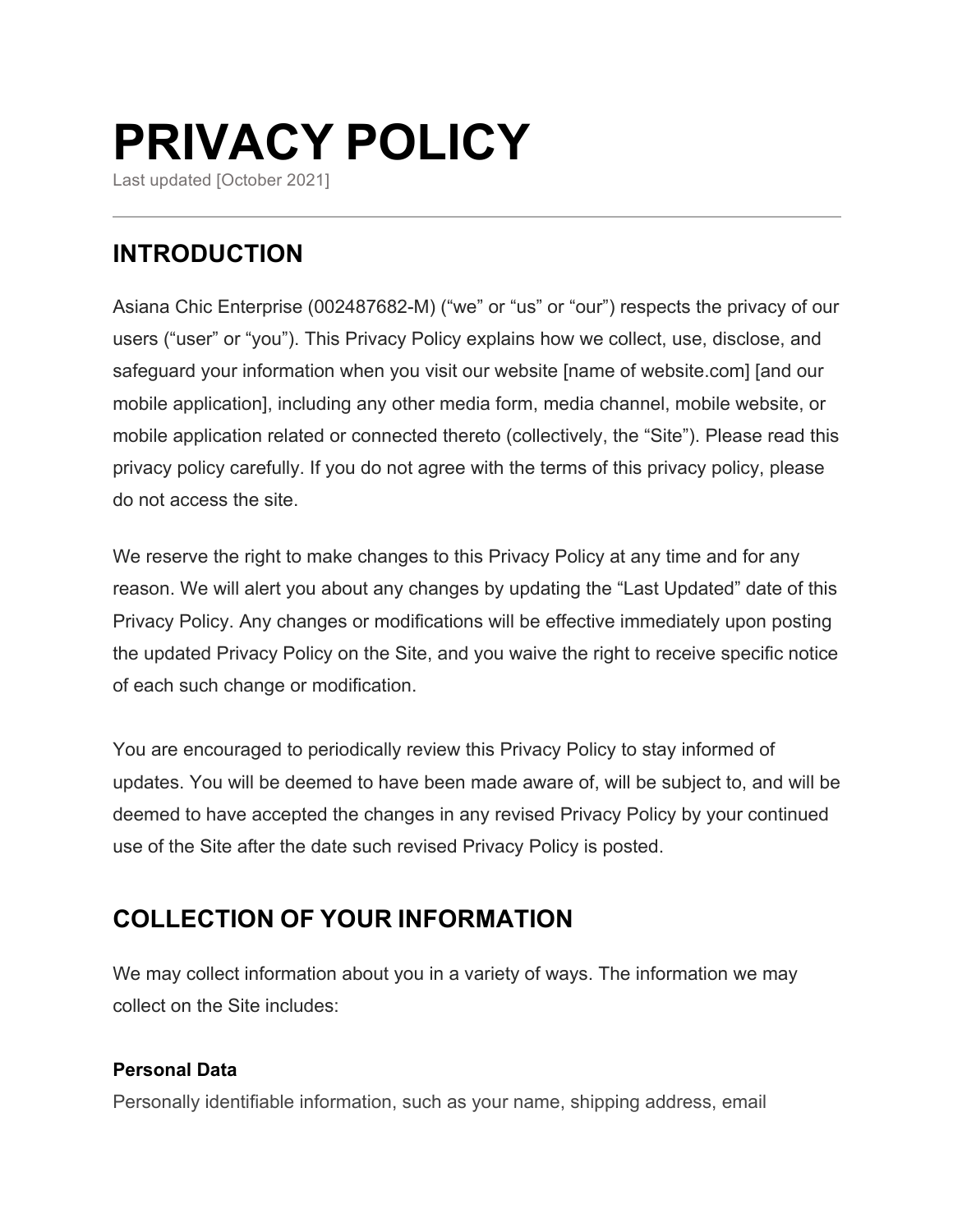# PRIVACY POLICY

Last updated [October 2021]

---

## INTRODUCTION

Asiana Chic Enterprise (002487682-M) ("we" or "us" or "our") respects the privacy of our users ("user" or "you"). This Privacy Policy explains how we collect, use, disclose, and safeguard your information when you visit our website [name of website.com] [and our mobile application], including any other media form, media channel, mobile website, or mobile application related or connected thereto (collectively, the "Site"). Please read this privacy policy carefully. If you do not agree with the terms of this privacy policy, please do not access the site.

We reserve the right to make changes to this Privacy Policy at any time and for any reason. We will alert you about any changes by updating the "Last Updated" date of this Privacy Policy. Any changes or modifications will be effective immediately upon posting the updated Privacy Policy on the Site, and you waive the right to receive specific notice of each such change or modification.

You are encouraged to periodically review this Privacy Policy to stay informed of updates. You will be deemed to have been made aware of, will be subject to, and will be deemed to have accepted the changes in any revised Privacy Policy by your continued use of the Site after the date such revised Privacy Policy is posted.

## COLLECTION OF YOUR INFORMATION

We may collect information about you in a variety of ways. The information we may collect on the Site includes:

### Personal Data

Personally identifiable information, such as your name, shipping address, email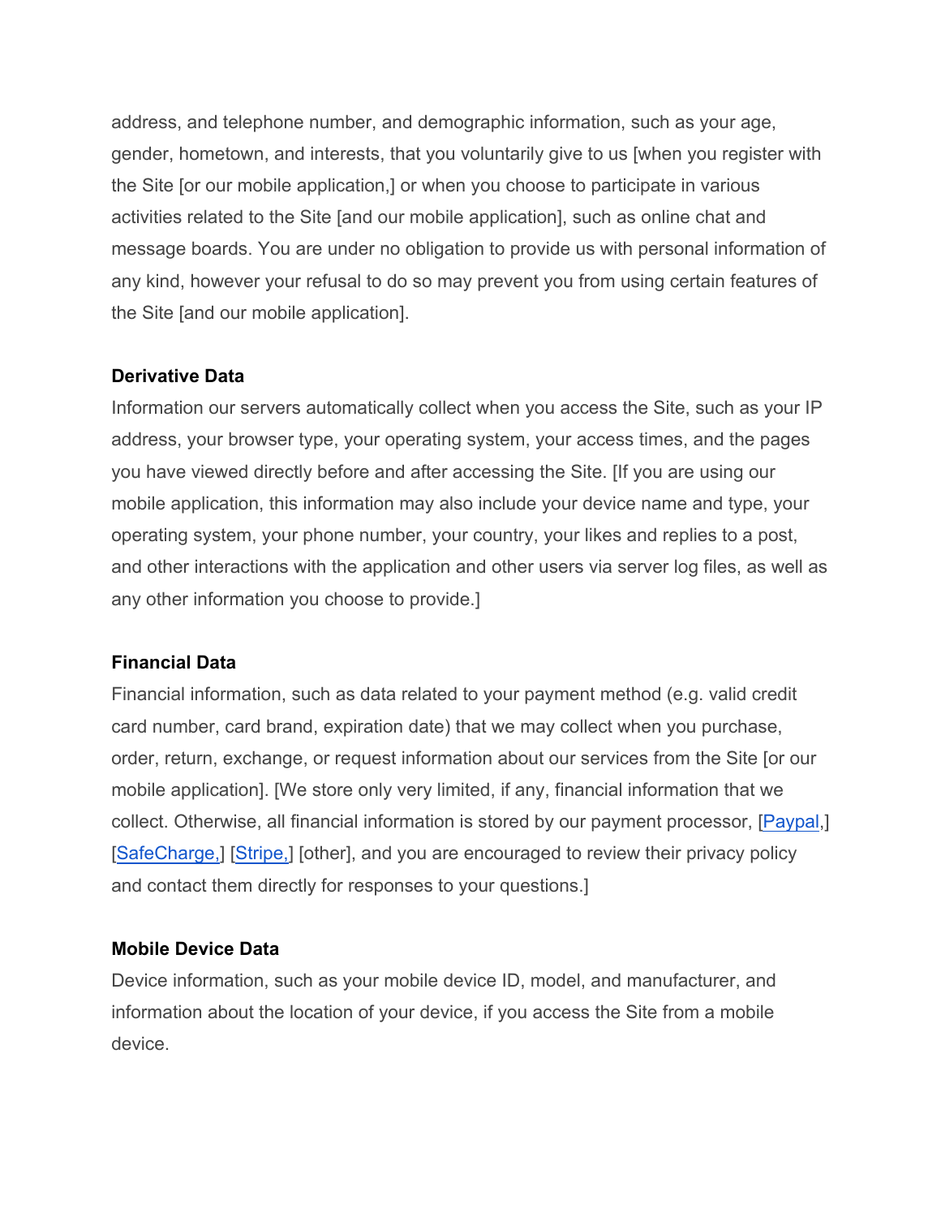address, and telephone number, and demographic information, such as your age, gender, hometown, and interests, that you voluntarily give to us [when you register with the Site [or our mobile application,] or when you choose to participate in various activities related to the Site [and our mobile application], such as online chat and message boards. You are under no obligation to provide us with personal information of any kind, however your refusal to do so may prevent you from using certain features of the Site [and our mobile application].

**Derivative Data**

Information our servers automatically collect when you access the Site, such as your IP address, your browser type, your operating system, your access times, and the pages you have viewed directly before and after accessing the Site. [If you are using our mobile application, this information may also include your device name and type, your operating system, your phone number, your country, your likes and replies to a post, and other interactions with the application and other users via server log files, as well as any other information you choose to provide.]

**Financial Data**

Financial information, such as data related to your payment method (e.g. valid credit card number, card brand, expiration date) that we may collect when you purchase, order, return, exchange, or request information about our services from the Site [or our mobile application]. [We store only very limited, if any, financial information that we collect. Otherwise, all financial information is stored by our payment processor, [Paypal,] [SafeCharge,] [Stripe,] [other], and you are encouraged to review their privacy policy and contact them directly for responses to your questions.]

**Mobile Device Data**

Device information, such as your mobile device ID, model, and manufacturer, and information about the location of your device, if you access the Site from a mobile device.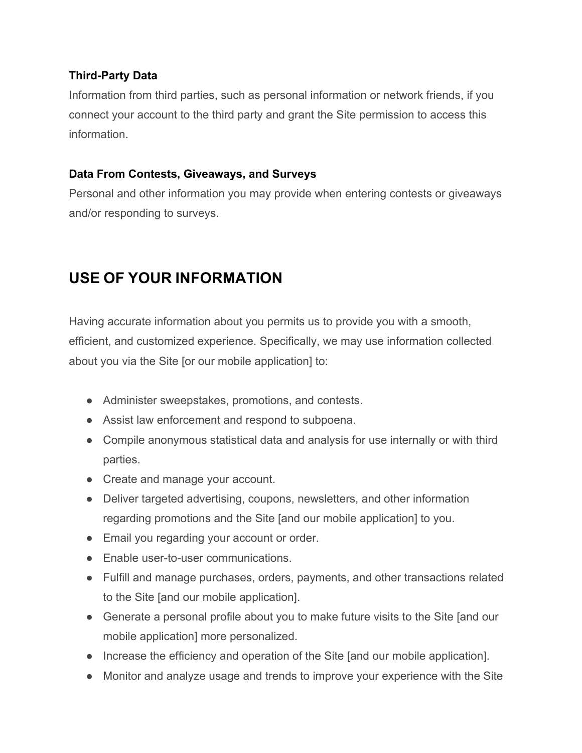### Third-Party Data

Information from third parties, such as personal information or network friends, if you connect your account to the third party and grant the Site permission to access this information.

### Data From Contests, Giveaways, and Surveys

Personal and other information you may provide when entering contests or giveaways and/or responding to surveys.

## USE OF YOUR INFORMATION

Having accurate information about you permits us to provide you with a smooth, efficient, and customized experience. Specifically, we may use information collected about you via the Site [or our mobile application] to:

- Administer sweepstakes, promotions, and contests.
- Assist law enforcement and respond to subpoena.
- Compile anonymous statistical data and analysis for use internally or with third parties.
- Create and manage your account.
- Deliver targeted advertising, coupons, newsletters, and other information regarding promotions and the Site [and our mobile application] to you.
- Email you regarding your account or order.
- Enable user-to-user communications.
- Fulfill and manage purchases, orders, payments, and other transactions related to the Site [and our mobile application].
- Generate a personal profile about you to make future visits to the Site [and our mobile application] more personalized.
- Increase the efficiency and operation of the Site [and our mobile application].
- Monitor and analyze usage and trends to improve your experience with the Site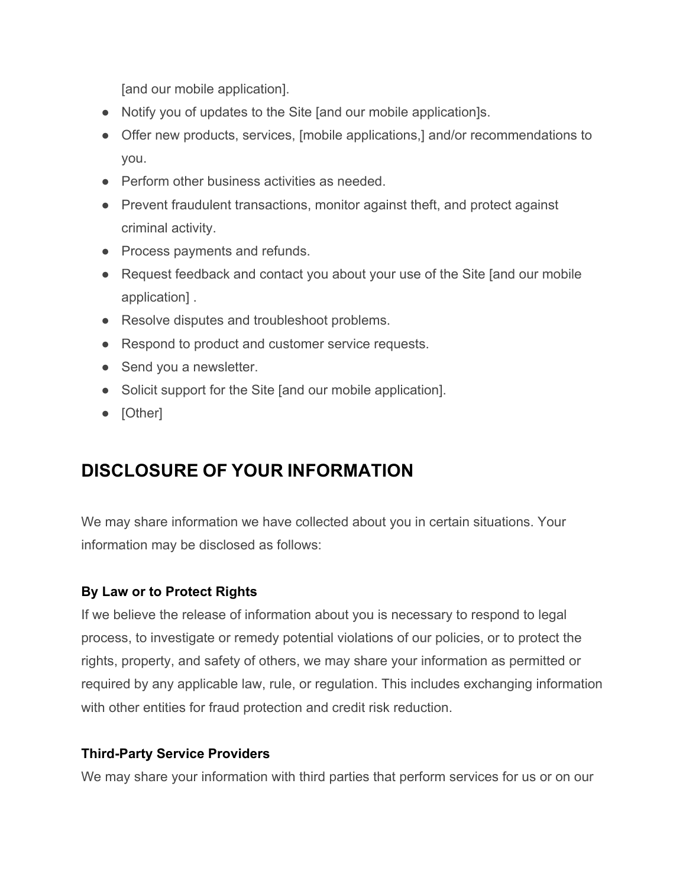[and our mobile application].

- Notify you of updates to the Site [and our mobile application]s.
- Offer new products, services, [mobile applications,] and/or recommendations to you.
- Perform other business activities as needed.
- Prevent fraudulent transactions, monitor against theft, and protect against criminal activity.
- Process payments and refunds.
- Request feedback and contact you about your use of the Site [and our mobile application] .
- Resolve disputes and troubleshoot problems.
- Respond to product and customer service requests.
- Send you a newsletter.
- Solicit support for the Site [and our mobile application].
- [Other]

## DISCLOSURE OF YOUR INFORMATION

We may share information we have collected about you in certain situations. Your information may be disclosed as follows:

**By Law or to Protect Rights**

If we believe the release of information about you is necessary to respond to legal process, to investigate or remedy potential violations of our policies, or to protect the rights, property, and safety of others, we may share your information as permitted or required by any applicable law, rule, or regulation. This includes exchanging information with other entities for fraud protection and credit risk reduction.

**Third-Party Service Providers**

We may share your information with third parties that perform services for us or on our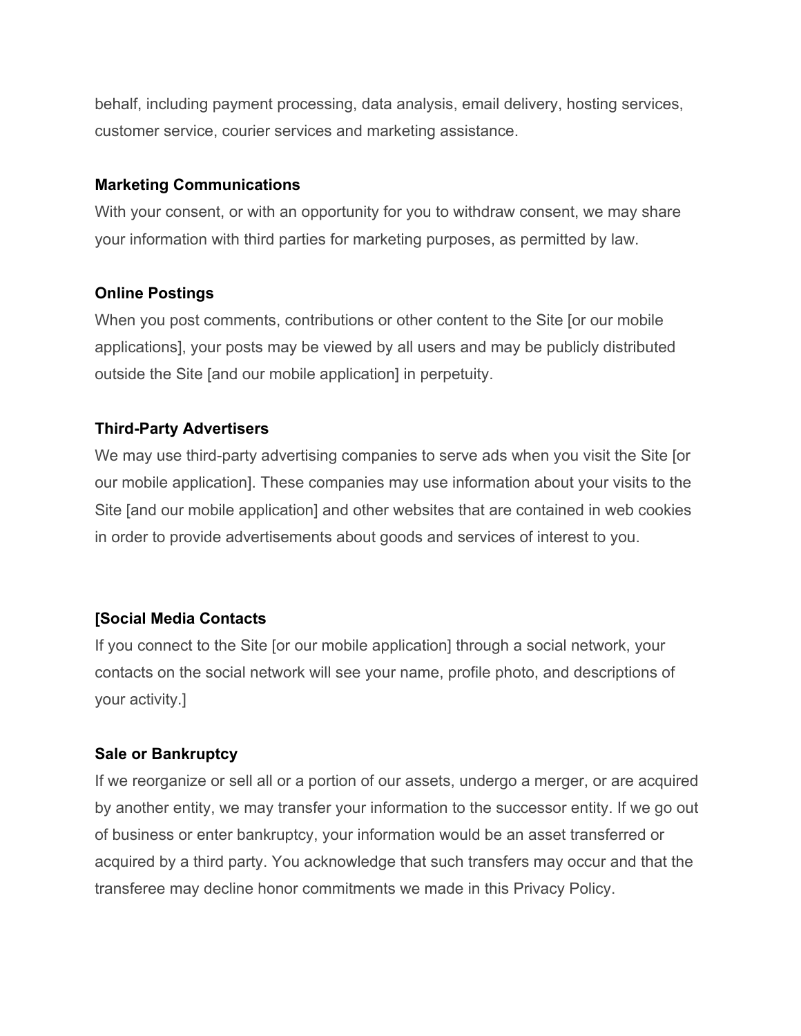behalf, including payment processing, data analysis, email delivery, hosting services, customer service, courier services and marketing assistance.

**Marketing Communications**

With your consent, or with an opportunity for you to withdraw consent, we may share your information with third parties for marketing purposes, as permitted by law.

**Online Postings**

When you post comments, contributions or other content to the Site [or our mobile applications], your posts may be viewed by all users and may be publicly distributed outside the Site [and our mobile application] in perpetuity.

**Third-Party Advertisers**

We may use third-party advertising companies to serve ads when you visit the Site [or our mobile application]. These companies may use information about your visits to the Site [and our mobile application] and other websites that are contained in web cookies in order to provide advertisements about goods and services of interest to you.

**[Social Media Contacts**

If you connect to the Site [or our mobile application] through a social network, your contacts on the social network will see your name, profile photo, and descriptions of your activity.]

**Sale or Bankruptcy**

If we reorganize or sell all or a portion of our assets, undergo a merger, or are acquired by another entity, we may transfer your information to the successor entity. If we go out of business or enter bankruptcy, your information would be an asset transferred or acquired by a third party. You acknowledge that such transfers may occur and that the transferee may decline honor commitments we made in this Privacy Policy.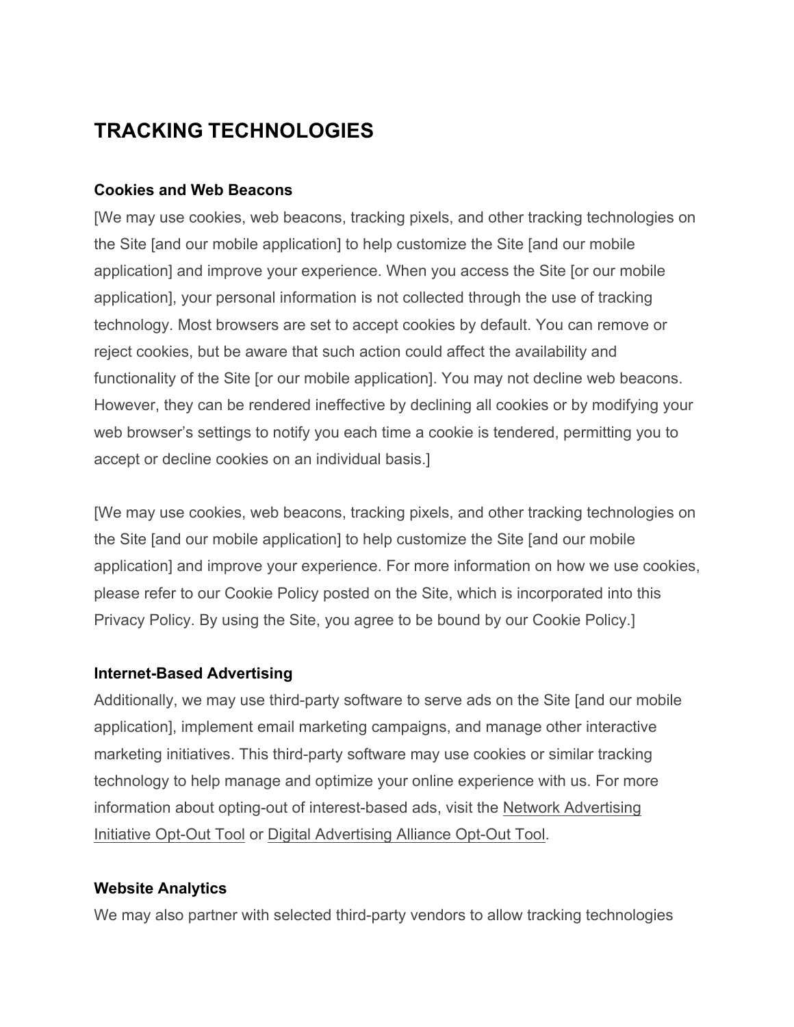## TRACKING TECHNOLOGIES

### Cookies and Web Beacons

[We may use cookies, web beacons, tracking pixels, and other tracking technologies on the Site [and our mobile application] to help customize the Site [and our mobile application] and improve your experience. When you access the Site [or our mobile application], your personal information is not collected through the use of tracking technology. Most browsers are set to accept cookies by default. You can remove or reject cookies, but be aware that such action could affect the availability and functionality of the Site [or our mobile application]. You may not decline web beacons. However, they can be rendered ineffective by declining all cookies or by modifying your web browser's settings to notify you each time a cookie is tendered, permitting you to accept or decline cookies on an individual basis.]

[We may use cookies, web beacons, tracking pixels, and other tracking technologies on the Site [and our mobile application] to help customize the Site [and our mobile application] and improve your experience. For more information on how we use cookies, please refer to our Cookie Policy posted on the Site, which is incorporated into this Privacy Policy. By using the Site, you agree to be bound by our Cookie Policy.]

### Internet-Based Advertising

Additionally, we may use third-party software to serve ads on the Site [and our mobile application], implement email marketing campaigns, and manage other interactive marketing initiatives. This third-party software may use cookies or similar tracking technology to help manage and optimize your online experience with us. For more information about opting-out of interest-based ads, visit the Network Advertising Initiative Opt-Out Tool or Digital Advertising Alliance Opt-Out Tool.

### Website Analytics

We may also partner with selected third-party vendors to allow tracking technologies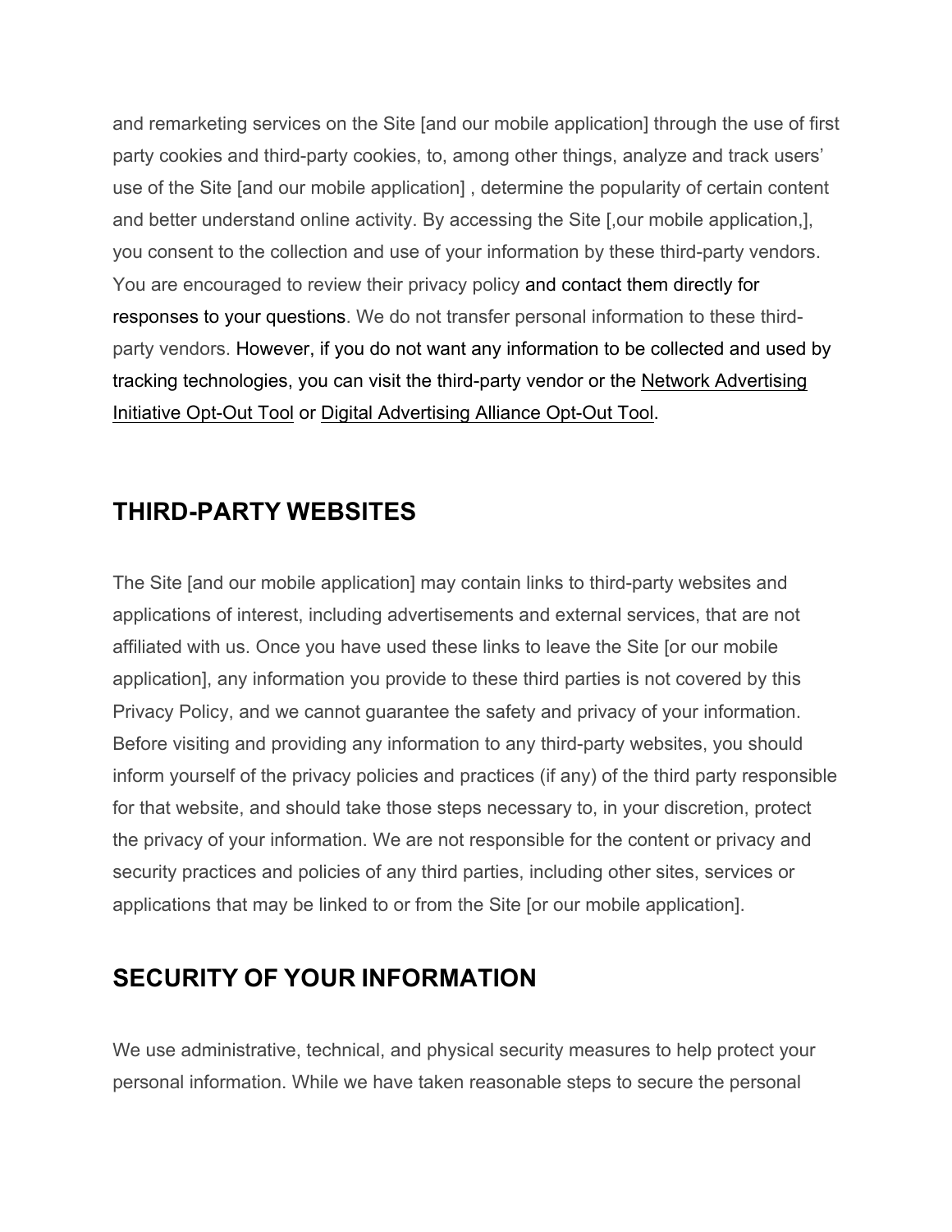and remarketing services on the Site [and our mobile application] through the use of first party cookies and third-party cookies, to, among other things, analyze and track users' use of the Site [and our mobile application] , determine the popularity of certain content and better understand online activity. By accessing the Site [,our mobile application,], you consent to the collection and use of your information by these third-party vendors. You are encouraged to review their privacy policy and contact them directly for responses to your questions. We do not transfer personal information to these third-party vendors. However, if you do not want any information to be collected and used by tracking technologies, you can visit the third-party vendor or the Network Advertising Initiative Opt-Out Tool or Digital Advertising Alliance Opt-Out Tool.

## THIRD-PARTY WEBSITES

The Site [and our mobile application] may contain links to third-party websites and applications of interest, including advertisements and external services, that are not affiliated with us. Once you have used these links to leave the Site [or our mobile application], any information you provide to these third parties is not covered by this Privacy Policy, and we cannot guarantee the safety and privacy of your information. Before visiting and providing any information to any third-party websites, you should inform yourself of the privacy policies and practices (if any) of the third party responsible for that website, and should take those steps necessary to, in your discretion, protect the privacy of your information. We are not responsible for the content or privacy and security practices and policies of any third parties, including other sites, services or applications that may be linked to or from the Site [or our mobile application].

## SECURITY OF YOUR INFORMATION

We use administrative, technical, and physical security measures to help protect your personal information. While we have taken reasonable steps to secure the personal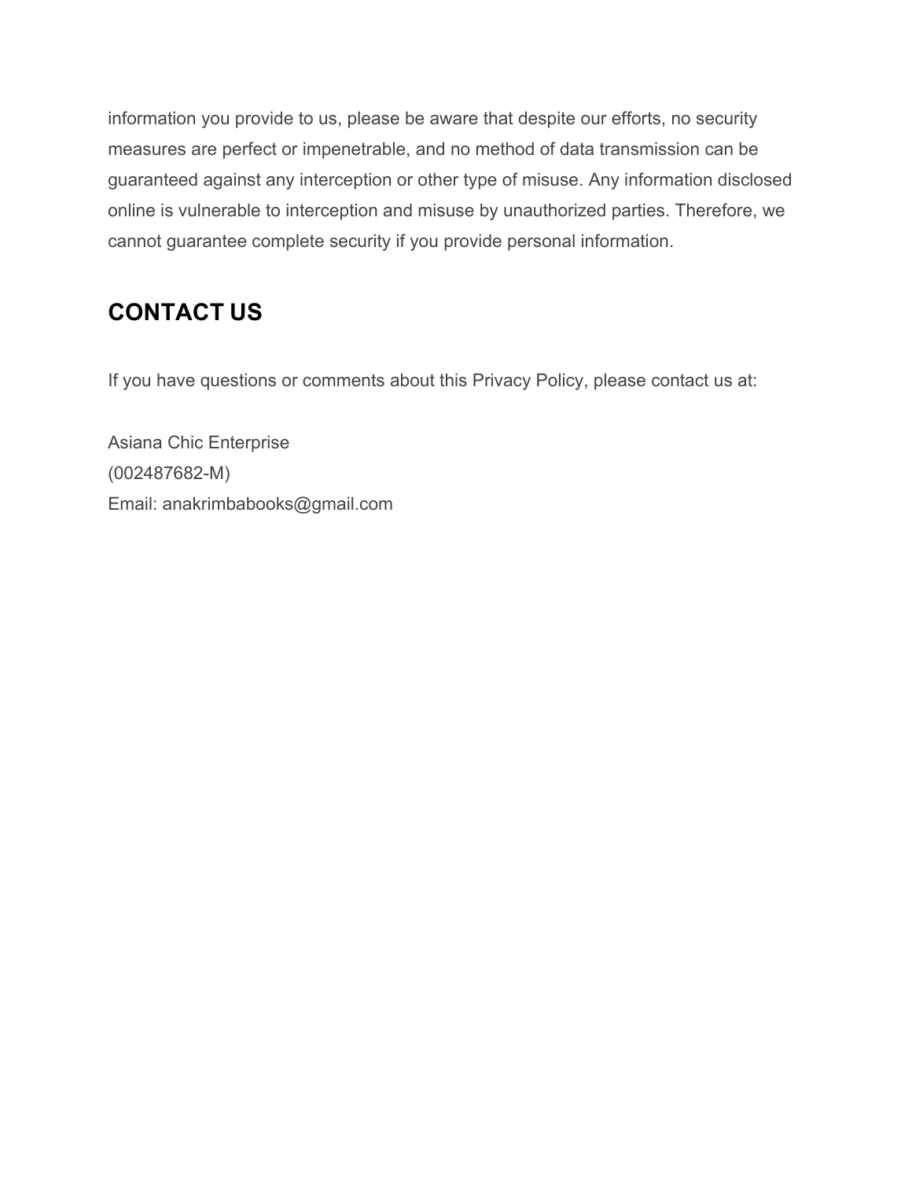information you provide to us, please be aware that despite our efforts, no security measures are perfect or impenetrable, and no method of data transmission can be guaranteed against any interception or other type of misuse. Any information disclosed online is vulnerable to interception and misuse by unauthorized parties. Therefore, we cannot guarantee complete security if you provide personal information.

## CONTACT US

If you have questions or comments about this Privacy Policy, please contact us at:

Asiana Chic Enterprise
(002487682-M)
Email: anakrimbabooks@gmail.com